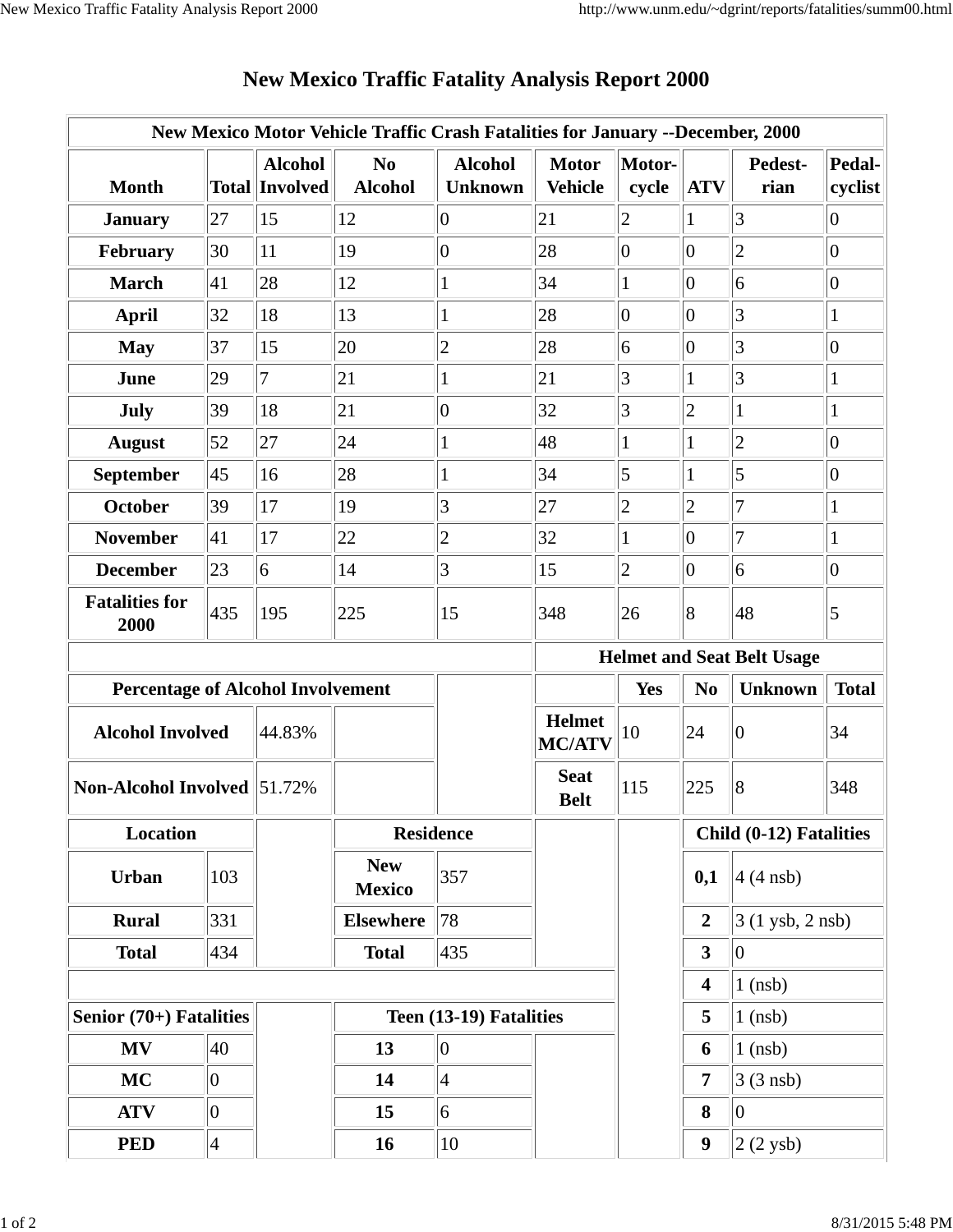# New Mexico Traffic Fatality Analysis Report 2000

**New Mexico Motor Vehicle Traffic Crash Fatalities for January --December, 2000**

| Month | Total | Alcohol Involved | No Alcohol | Alcohol Unknown | Motor Vehicle | Motor-cycle | ATV | Pedest-rian | Pedal-cyclist |
|---|---|---|---|---|---|---|---|---|---|
| **January** | 27 | 15 | 12 | 0 | 21 | 2 | 1 | 3 | 0 |
| **February** | 30 | 11 | 19 | 0 | 28 | 0 | 0 | 2 | 0 |
| **March** | 41 | 28 | 12 | 1 | 34 | 1 | 0 | 6 | 0 |
| **April** | 32 | 18 | 13 | 1 | 28 | 0 | 0 | 3 | 1 |
| **May** | 37 | 15 | 20 | 2 | 28 | 6 | 0 | 3 | 0 |
| **June** | 29 | 7 | 21 | 1 | 21 | 3 | 1 | 3 | 1 |
| **July** | 39 | 18 | 21 | 0 | 32 | 3 | 2 | 1 | 1 |
| **August** | 52 | 27 | 24 | 1 | 48 | 1 | 1 | 2 | 0 |
| **September** | 45 | 16 | 28 | 1 | 34 | 5 | 1 | 5 | 0 |
| **October** | 39 | 17 | 19 | 3 | 27 | 2 | 2 | 7 | 1 |
| **November** | 41 | 17 | 22 | 2 | 32 | 1 | 0 | 7 | 1 |
| **December** | 23 | 6 | 14 | 3 | 15 | 2 | 0 | 6 | 0 |
| **Fatalities for 2000** | 435 | 195 | 225 | 15 | 348 | 26 | 8 | 48 | 5 |

**Percentage of Alcohol Involvement**

| | |
|---|---|
| **Alcohol Involved** | 44.83% |
| **Non-Alcohol Involved** | 51.72% |

**Helmet and Seat Belt Usage**

| | Yes | No | Unknown | Total |
|---|---|---|---|---|
| **Helmet MC/ATV** | 10 | 24 | 0 | 34 |
| **Seat Belt** | 115 | 225 | 8 | 348 |

**Location**

| | |
|---|---|
| **Urban** | 103 |
| **Rural** | 331 |
| **Total** | 434 |

**Residence**

| | |
|---|---|
| **New Mexico** | 357 |
| **Elsewhere** | 78 |
| **Total** | 435 |

**Child (0-12) Fatalities**

| | |
|---|---|
| **0,1** | 4 (4 nsb) |
| **2** | 3 (1 ysb, 2 nsb) |
| **3** | 0 |
| **4** | 1 (nsb) |
| **5** | 1 (nsb) |
| **6** | 1 (nsb) |
| **7** | 3 (3 nsb) |
| **8** | 0 |
| **9** | 2 (2 ysb) |

**Senior (70+) Fatalities**

| | |
|---|---|
| **MV** | 40 |
| **MC** | 0 |
| **ATV** | 0 |
| **PED** | 4 |

**Teen (13-19) Fatalities**

| | |
|---|---|
| **13** | 0 |
| **14** | 4 |
| **15** | 6 |
| **16** | 10 |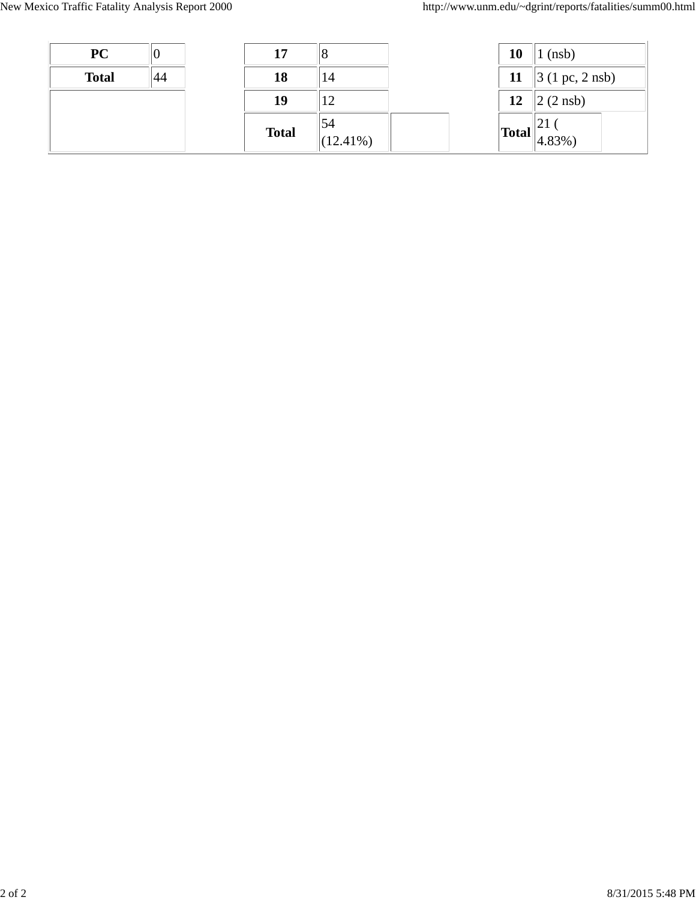| | |
|---|---|
| PC | 0 |
| Total | 44 |

| | |
|---|---|
| 17 | 8 |
| 18 | 14 |
| 19 | 12 |
| Total | 54 (12.41%) |

| | |
|---|---|
| 10 | 1 (nsb) |
| 11 | 3 (1 pc, 2 nsb) |
| 12 | 2 (2 nsb) |
| Total | 21 ( 4.83%) |